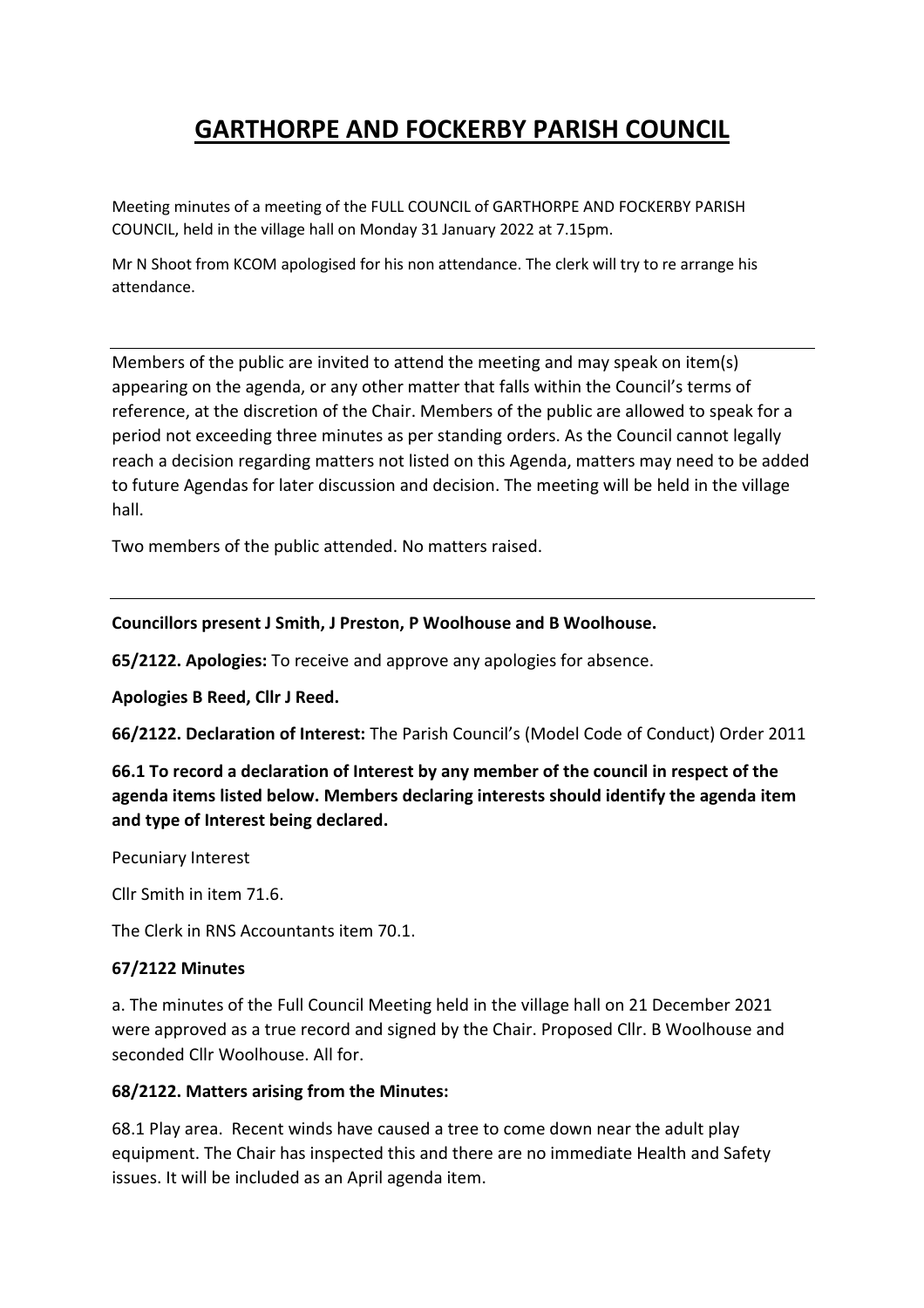# GARTHORPE AND FOCKERBY PARISH COUNCIL

Meeting minutes of a meeting of the FULL COUNCIL of GARTHORPE AND FOCKERBY PARISH COUNCIL, held in the village hall on Monday 31 January 2022 at 7.15pm.

Mr N Shoot from KCOM apologised for his non attendance. The clerk will try to re arrange his attendance.

---

Members of the public are invited to attend the meeting and may speak on item(s) appearing on the agenda, or any other matter that falls within the Council's terms of reference, at the discretion of the Chair. Members of the public are allowed to speak for a period not exceeding three minutes as per standing orders. As the Council cannot legally reach a decision regarding matters not listed on this Agenda, matters may need to be added to future Agendas for later discussion and decision. The meeting will be held in the village hall.

Two members of the public attended. No matters raised.

---

**Councillors present J Smith, J Preston, P Woolhouse and B Woolhouse.**

**65/2122. Apologies:** To receive and approve any apologies for absence.

**Apologies B Reed, Cllr J Reed.**

**66/2122. Declaration of Interest:** The Parish Council's (Model Code of Conduct) Order 2011

**66.1 To record a declaration of Interest by any member of the council in respect of the agenda items listed below. Members declaring interests should identify the agenda item and type of Interest being declared.**

Pecuniary Interest

Cllr Smith in item 71.6.

The Clerk in RNS Accountants item 70.1.

**67/2122 Minutes**

a. The minutes of the Full Council Meeting held in the village hall on 21 December 2021 were approved as a true record and signed by the Chair. Proposed Cllr. B Woolhouse and seconded Cllr Woolhouse. All for.

**68/2122. Matters arising from the Minutes:**

68.1 Play area. Recent winds have caused a tree to come down near the adult play equipment. The Chair has inspected this and there are no immediate Health and Safety issues. It will be included as an April agenda item.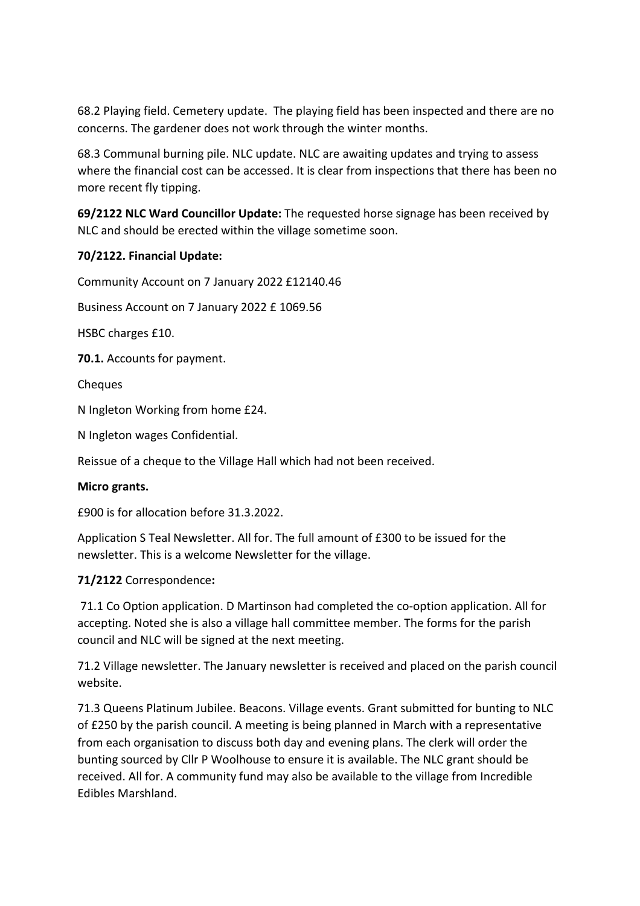68.2 Playing field. Cemetery update. The playing field has been inspected and there are no concerns. The gardener does not work through the winter months.

68.3 Communal burning pile. NLC update. NLC are awaiting updates and trying to assess where the financial cost can be accessed. It is clear from inspections that there has been no more recent fly tipping.

**69/2122 NLC Ward Councillor Update:** The requested horse signage has been received by NLC and should be erected within the village sometime soon.

**70/2122. Financial Update:**

Community Account on 7 January 2022 £12140.46

Business Account on 7 January 2022 £ 1069.56

HSBC charges £10.

**70.1.** Accounts for payment.

Cheques

N Ingleton Working from home £24.

N Ingleton wages Confidential.

Reissue of a cheque to the Village Hall which had not been received.

**Micro grants.**

£900 is for allocation before 31.3.2022.

Application S Teal Newsletter. All for. The full amount of £300 to be issued for the newsletter. This is a welcome Newsletter for the village.

**71/2122** Correspondence**:**

71.1 Co Option application. D Martinson had completed the co-option application. All for accepting. Noted she is also a village hall committee member. The forms for the parish council and NLC will be signed at the next meeting.

71.2 Village newsletter. The January newsletter is received and placed on the parish council website.

71.3 Queens Platinum Jubilee. Beacons. Village events. Grant submitted for bunting to NLC of £250 by the parish council. A meeting is being planned in March with a representative from each organisation to discuss both day and evening plans. The clerk will order the bunting sourced by Cllr P Woolhouse to ensure it is available. The NLC grant should be received. All for. A community fund may also be available to the village from Incredible Edibles Marshland.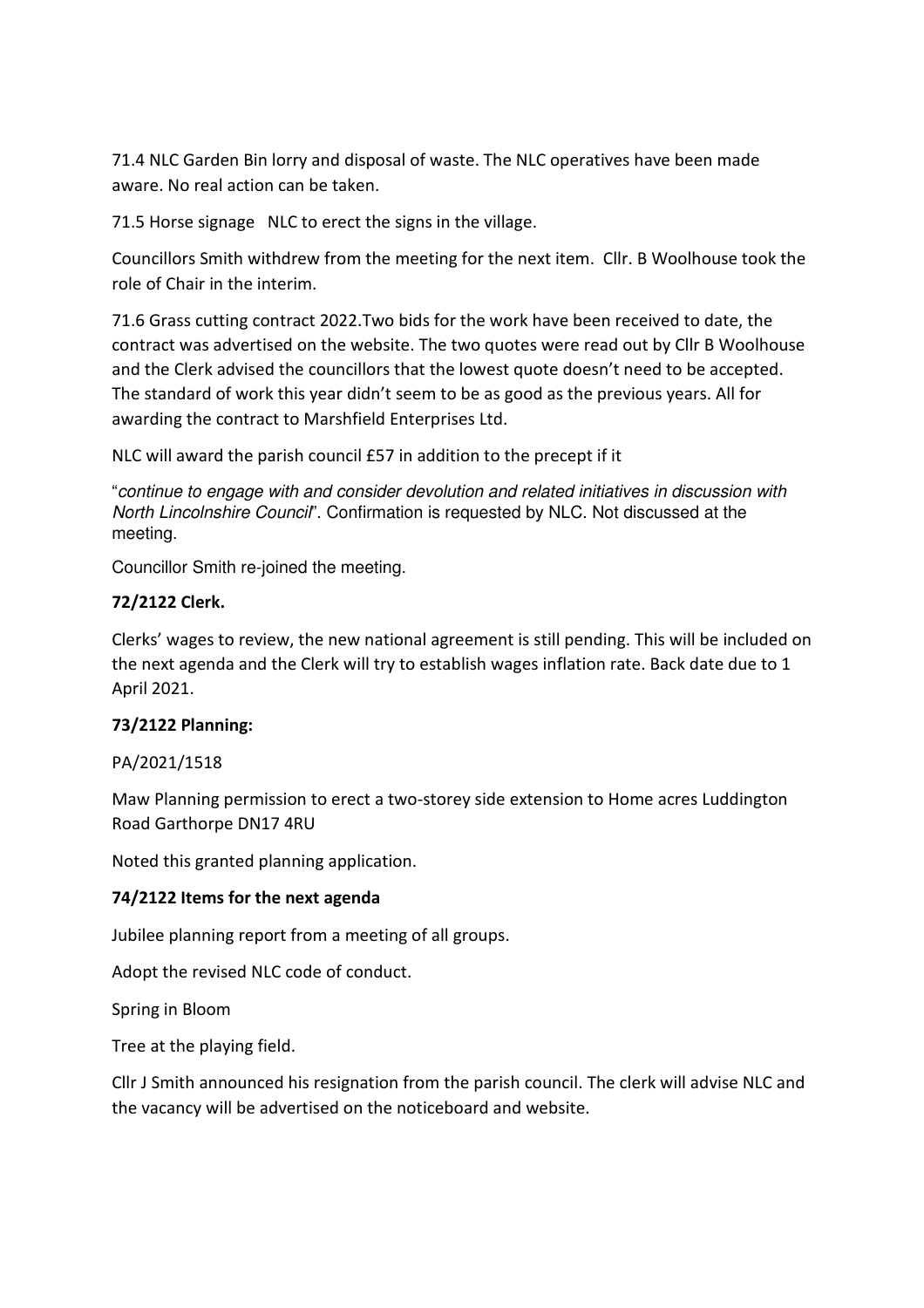71.4 NLC Garden Bin lorry and disposal of waste. The NLC operatives have been made aware. No real action can be taken.

71.5 Horse signage NLC to erect the signs in the village.

Councillors Smith withdrew from the meeting for the next item. Cllr. B Woolhouse took the role of Chair in the interim.

71.6 Grass cutting contract 2022.Two bids for the work have been received to date, the contract was advertised on the website. The two quotes were read out by Cllr B Woolhouse and the Clerk advised the councillors that the lowest quote doesn't need to be accepted. The standard of work this year didn't seem to be as good as the previous years. All for awarding the contract to Marshfield Enterprises Ltd.

NLC will award the parish council £57 in addition to the precept if it

"*continue to engage with and consider devolution and related initiatives in discussion with North Lincolnshire Council*". Confirmation is requested by NLC. Not discussed at the meeting.

Councillor Smith re-joined the meeting.

**72/2122 Clerk.**

Clerks' wages to review, the new national agreement is still pending. This will be included on the next agenda and the Clerk will try to establish wages inflation rate. Back date due to 1 April 2021.

**73/2122 Planning:**

PA/2021/1518

Maw Planning permission to erect a two-storey side extension to Home acres Luddington Road Garthorpe DN17 4RU

Noted this granted planning application.

**74/2122 Items for the next agenda**

Jubilee planning report from a meeting of all groups.

Adopt the revised NLC code of conduct.

Spring in Bloom

Tree at the playing field.

Cllr J Smith announced his resignation from the parish council. The clerk will advise NLC and the vacancy will be advertised on the noticeboard and website.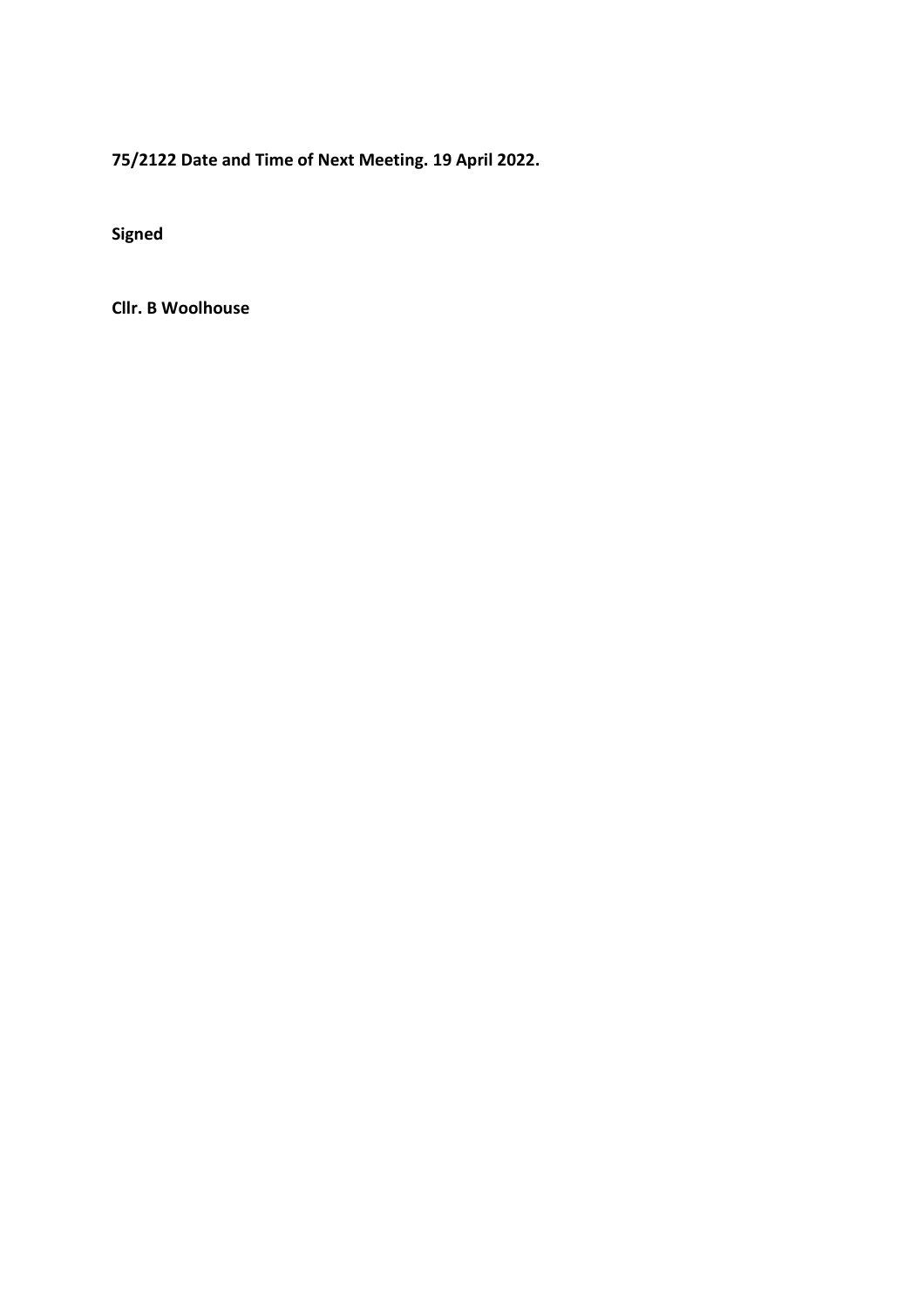**75/2122 Date and Time of Next Meeting. 19 April 2022.**

**Signed**

**Cllr. B Woolhouse**